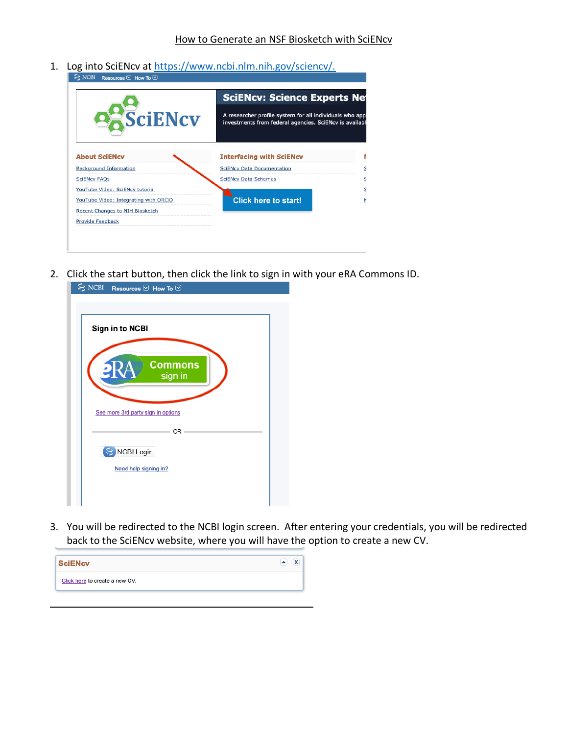How to Generate an NSF Biosketch with SciENcv

1. Log into SciENcv at https://www.ncbi.nlm.nih.gov/sciencv/.

2. Click the start button, then click the link to sign in with your eRA Commons ID.

3. You will be redirected to the NCBI login screen. After entering your credentials, you will be redirected back to the SciENcv website, where you will have the option to create a new CV.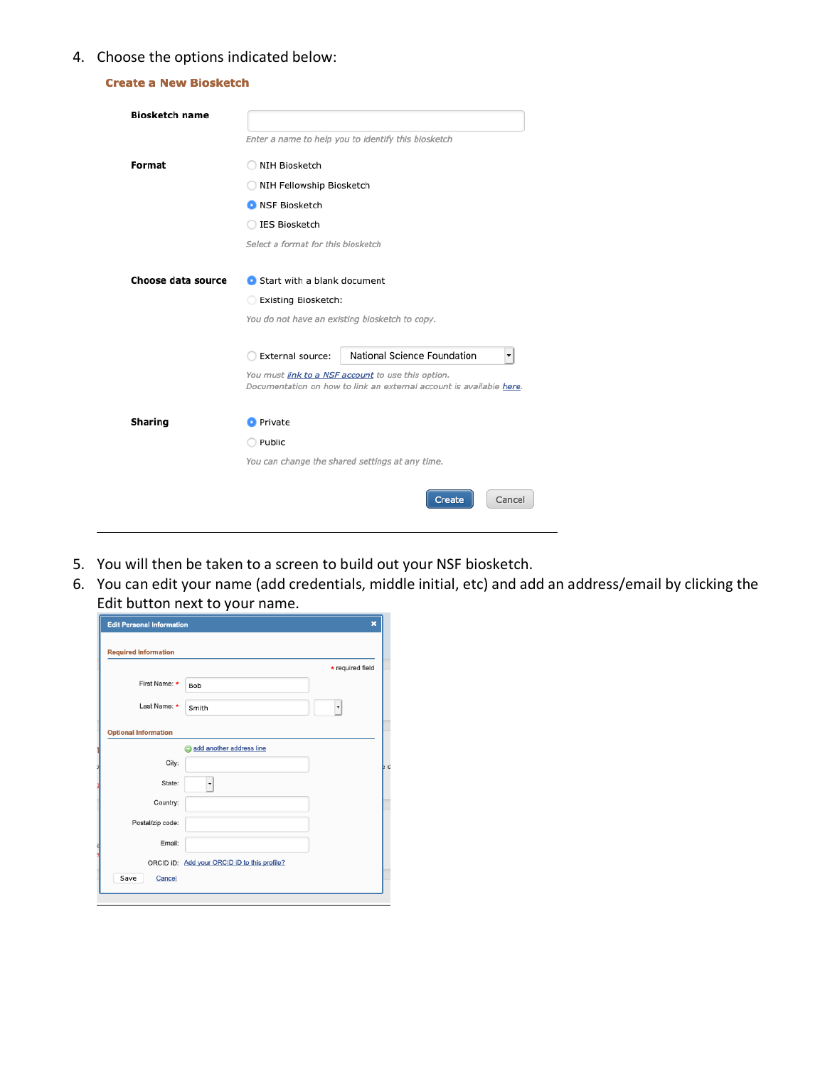4. Choose the options indicated below:

**Create a New Biosketch**

**Biosketch name**

*Enter a name to help you to identify this biosketch*

**Format**

- ○ NIH Biosketch
- ○ NIH Fellowship Biosketch
- ◉ NSF Biosketch
- ○ IES Biosketch

*Select a format for this biosketch*

**Choose data source**

- ◉ Start with a blank document
- ○ Existing Biosketch:

*You do not have an existing biosketch to copy.*

- ○ External source: National Science Foundation

*You must link to a NSF account to use this option.*
*Documentation on how to link an external account is available here.*

**Sharing**

- ◉ Private
- ○ Public

*You can change the shared settings at any time.*

Create | Cancel

---

5. You will then be taken to a screen to build out your NSF biosketch.
6. You can edit your name (add credentials, middle initial, etc) and add an address/email by clicking the Edit button next to your name.

**Edit Personal Information**

Required Information

* required field

First Name: * Bob

Last Name: * Smith

Optional Information

add another address line

City:

State:

Country:

Postal/zip code:

Email:

ORCID ID: Add your ORCID iD to this profile?

Save | Cancel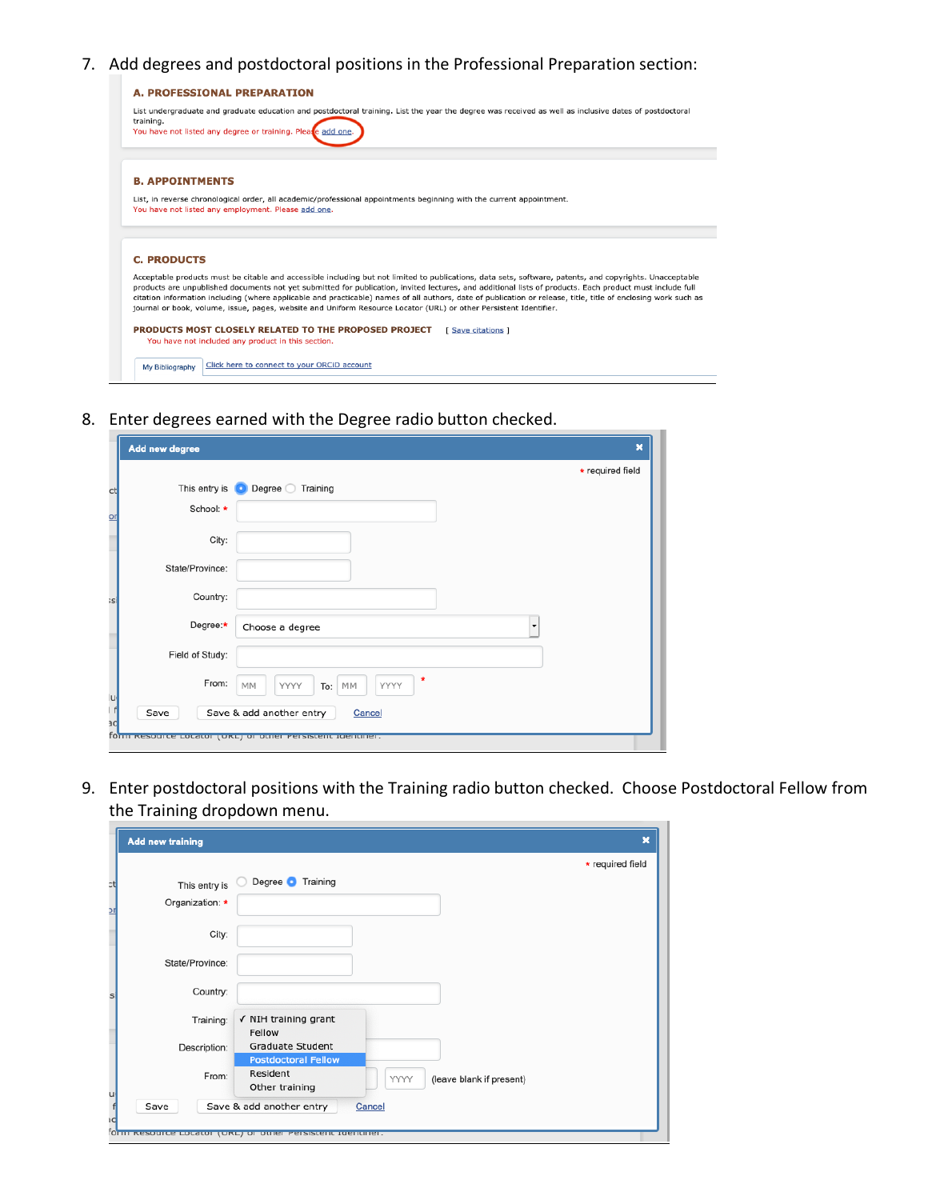7. Add degrees and postdoctoral positions in the Professional Preparation section:

**A. PROFESSIONAL PREPARATION**

List undergraduate and graduate education and postdoctoral training. List the year the degree was received as well as inclusive dates of postdoctoral training.
You have not listed any degree or training. Please add one.

**B. APPOINTMENTS**

List, in reverse chronological order, all academic/professional appointments beginning with the current appointment.
You have not listed any employment. Please add one.

**C. PRODUCTS**

Acceptable products must be citable and accessible including but not limited to publications, data sets, software, patents, and copyrights. Unacceptable products are unpublished documents not yet submitted for publication, invited lectures, and additional lists of products. Each product must include full citation information including (where applicable and practicable) names of all authors, date of publication or release, title, title of enclosing work such as journal or book, volume, issue, pages, website and Uniform Resource Locator (URL) or other Persistent Identifier.

**PRODUCTS MOST CLOSELY RELATED TO THE PROPOSED PROJECT** [ Save citations ]
You have not included any product in this section.

My Bibliography | Click here to connect to your ORCID account

8. Enter degrees earned with the Degree radio button checked.

**Add new degree**

* required field

This entry is ◉ Degree ○ Training
School: *
City:
State/Province:
Country:
Degree:* Choose a degree
Field of Study:
From: MM YYYY To: MM YYYY *

Save | Save & add another entry | Cancel

9. Enter postdoctoral positions with the Training radio button checked. Choose Postdoctoral Fellow from the Training dropdown menu.

**Add new training**

* required field

This entry is ○ Degree ◉ Training
Organization: *
City:
State/Province:
Country:
Training: ✓ NIH training grant / Fellow / Graduate Student / Postdoctoral Fellow / Resident / Other training
Description:
From: YYYY (leave blank if present)

Save | Save & add another entry | Cancel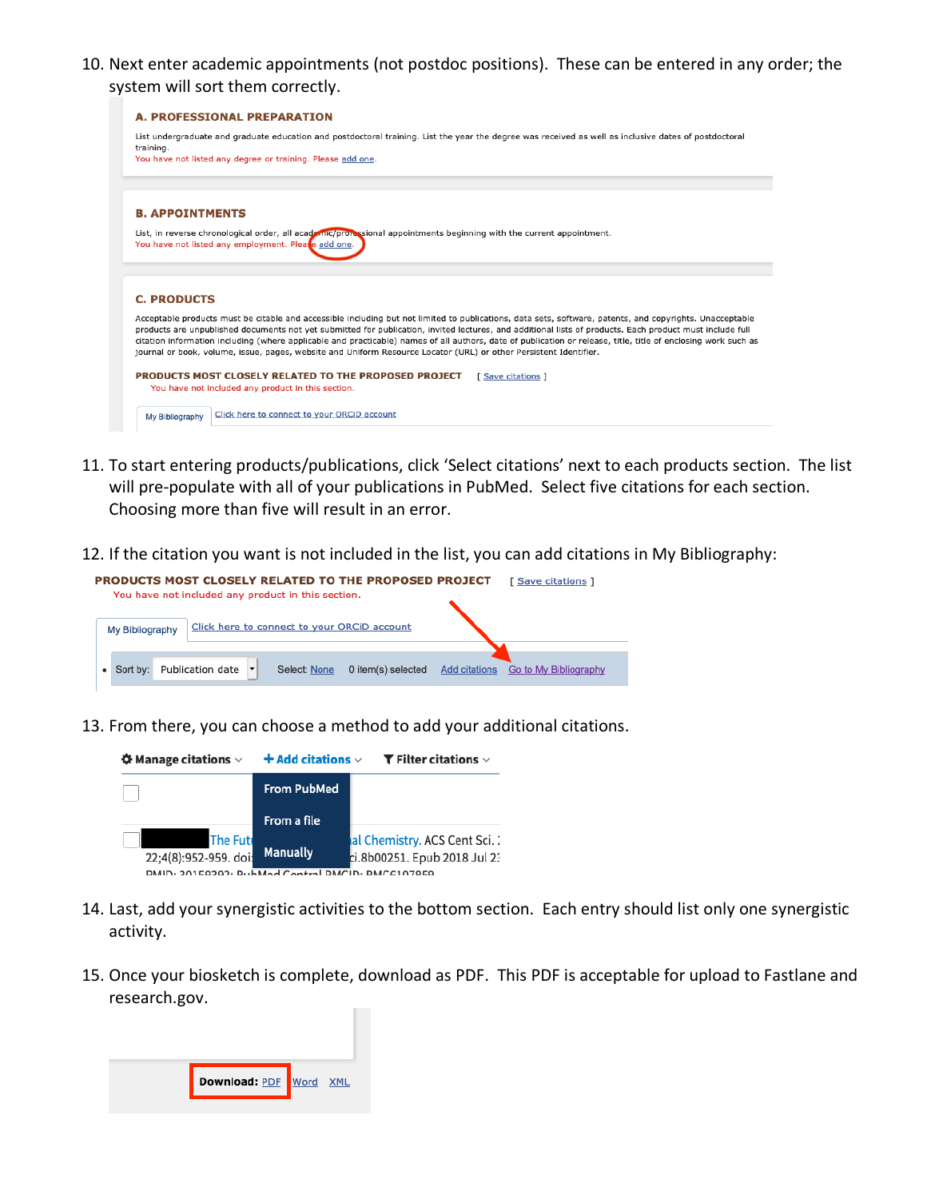10. Next enter academic appointments (not postdoc positions). These can be entered in any order; the system will sort them correctly.

A. PROFESSIONAL PREPARATION

List undergraduate and graduate education and postdoctoral training. List the year the degree was received as well as inclusive dates of postdoctoral training.
You have not listed any degree or training. Please add one.

B. APPOINTMENTS

List, in reverse chronological order, all academic/professional appointments beginning with the current appointment.
You have not listed any employment. Please add one.

C. PRODUCTS

Acceptable products must be citable and accessible including but not limited to publications, data sets, software, patents, and copyrights. Unacceptable products are unpublished documents not yet submitted for publication, invited lectures, and additional lists of products. Each product must include full citation information including (where applicable and practicable) names of all authors, date of publication or release, title, title of enclosing work such as journal or book, volume, issue, pages, website and Uniform Resource Locator (URL) or other Persistent Identifier.

PRODUCTS MOST CLOSELY RELATED TO THE PROPOSED PROJECT [ Save citations ]
You have not included any product in this section.

My Bibliography | Click here to connect to your ORCID account

11. To start entering products/publications, click 'Select citations' next to each products section. The list will pre-populate with all of your publications in PubMed. Select five citations for each section. Choosing more than five will result in an error.

12. If the citation you want is not included in the list, you can add citations in My Bibliography:

PRODUCTS MOST CLOSELY RELATED TO THE PROPOSED PROJECT [ Save citations ]
You have not included any product in this section.

My Bibliography | Click here to connect to your ORCiD account

Sort by: Publication date Select: None 0 item(s) selected Add citations Go to My Bibliography

13. From there, you can choose a method to add your additional citations.

Manage citations | + Add citations | Filter citations

From PubMed
From a file
Manually

14. Last, add your synergistic activities to the bottom section. Each entry should list only one synergistic activity.

15. Once your biosketch is complete, download as PDF. This PDF is acceptable for upload to Fastlane and research.gov.

**Download:** PDF Word XML